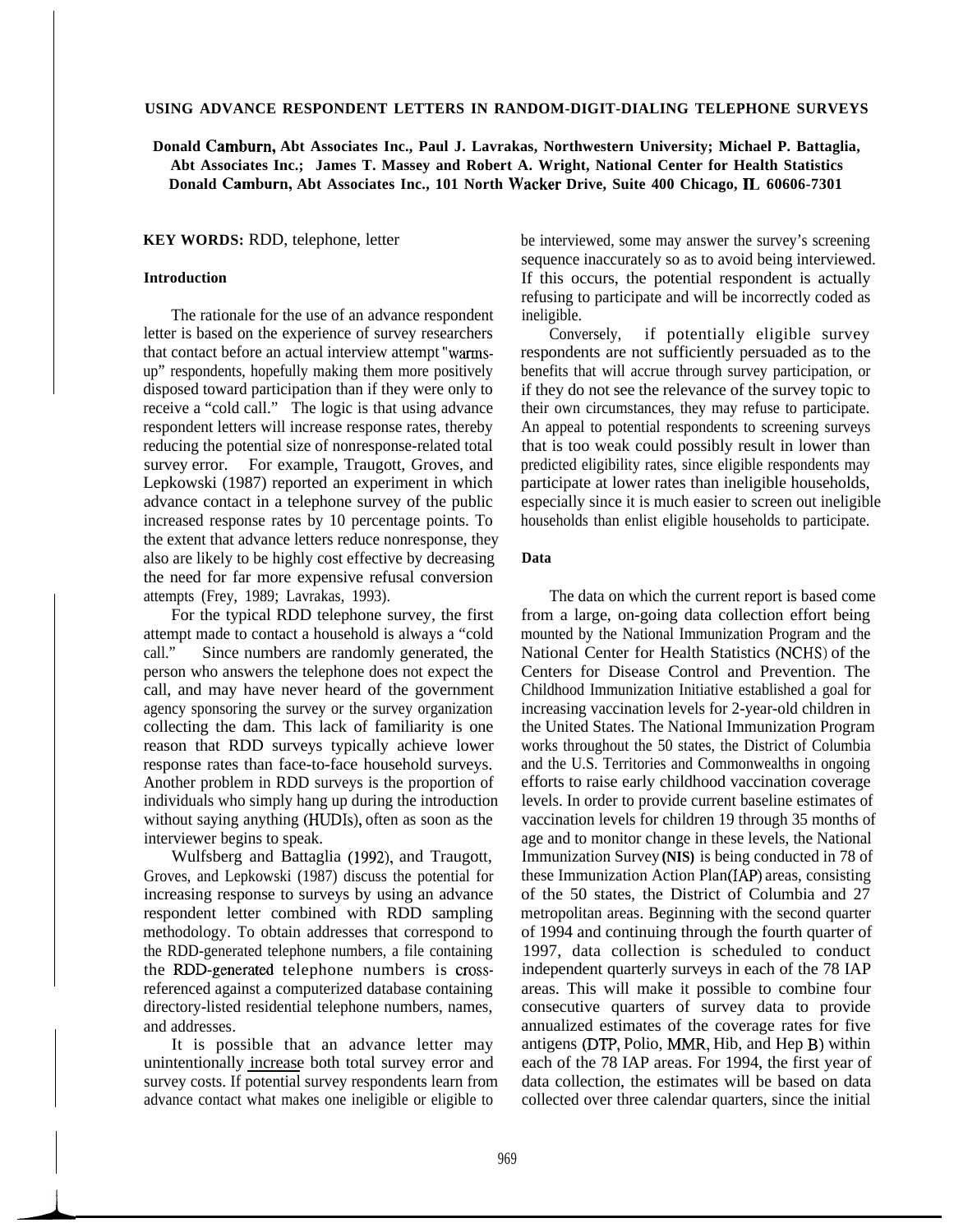# USING ADVANCE RESPONDENT LETTERS IN RANDOM-DIGIT-DIALING TELEPHONE SURVEYS

**Donald Camburn, Abt Associates Inc., Paul J. Lavrakas, Northwestern University; Michael P. Battaglia, Abt Associates Inc.; James T. Massey and Robert A. Wright, National Center for Health Statistics**
**Donald Camburn, Abt Associates Inc., 101 North Wacker Drive, Suite 400 Chicago, IL 60606-7301**

**KEY WORDS:** RDD, telephone, letter

### Introduction

The rationale for the use of an advance respondent letter is based on the experience of survey researchers that contact before an actual interview attempt "warms-up" respondents, hopefully making them more positively disposed toward participation than if they were only to receive a "cold call." The logic is that using advance respondent letters will increase response rates, thereby reducing the potential size of nonresponse-related total survey error. For example, Traugott, Groves, and Lepkowski (1987) reported an experiment in which advance contact in a telephone survey of the public increased response rates by 10 percentage points. To the extent that advance letters reduce nonresponse, they also are likely to be highly cost effective by decreasing the need for far more expensive refusal conversion attempts (Frey, 1989; Lavrakas, 1993).

For the typical RDD telephone survey, the first attempt made to contact a household is always a "cold call." Since numbers are randomly generated, the person who answers the telephone does not expect the call, and may have never heard of the government agency sponsoring the survey or the survey organization collecting the dam. This lack of familiarity is one reason that RDD surveys typically achieve lower response rates than face-to-face household surveys. Another problem in RDD surveys is the proportion of individuals who simply hang up during the introduction without saying anything (HUDIs), often as soon as the interviewer begins to speak.

Wulfsberg and Battaglia (1992), and Traugott, Groves, and Lepkowski (1987) discuss the potential for increasing response to surveys by using an advance respondent letter combined with RDD sampling methodology. To obtain addresses that correspond to the RDD-generated telephone numbers, a file containing the RDD-generated telephone numbers is cross-referenced against a computerized database containing directory-listed residential telephone numbers, names, and addresses.

It is possible that an advance letter may unintentionally increase both total survey error and survey costs. If potential survey respondents learn from advance contact what makes one ineligible or eligible to be interviewed, some may answer the survey's screening sequence inaccurately so as to avoid being interviewed. If this occurs, the potential respondent is actually refusing to participate and will be incorrectly coded as ineligible.

Conversely, if potentially eligible survey respondents are not sufficiently persuaded as to the benefits that will accrue through survey participation, or if they do not see the relevance of the survey topic to their own circumstances, they may refuse to participate. An appeal to potential respondents to screening surveys that is too weak could possibly result in lower than predicted eligibility rates, since eligible respondents may participate at lower rates than ineligible households, especially since it is much easier to screen out ineligible households than enlist eligible households to participate.

### Data

The data on which the current report is based come from a large, on-going data collection effort being mounted by the National Immunization Program and the National Center for Health Statistics (NCHS) of the Centers for Disease Control and Prevention. The Childhood Immunization Initiative established a goal for increasing vaccination levels for 2-year-old children in the United States. The National Immunization Program works throughout the 50 states, the District of Columbia and the U.S. Territories and Commonwealths in ongoing efforts to raise early childhood vaccination coverage levels. In order to provide current baseline estimates of vaccination levels for children 19 through 35 months of age and to monitor change in these levels, the National Immunization Survey (NIS) is being conducted in 78 of these Immunization Action Plan (IAP) areas, consisting of the 50 states, the District of Columbia and 27 metropolitan areas. Beginning with the second quarter of 1994 and continuing through the fourth quarter of 1997, data collection is scheduled to conduct independent quarterly surveys in each of the 78 IAP areas. This will make it possible to combine four consecutive quarters of survey data to provide annualized estimates of the coverage rates for five antigens (DTP, Polio, MMR, Hib, and Hep B) within each of the 78 IAP areas. For 1994, the first year of data collection, the estimates will be based on data collected over three calendar quarters, since the initial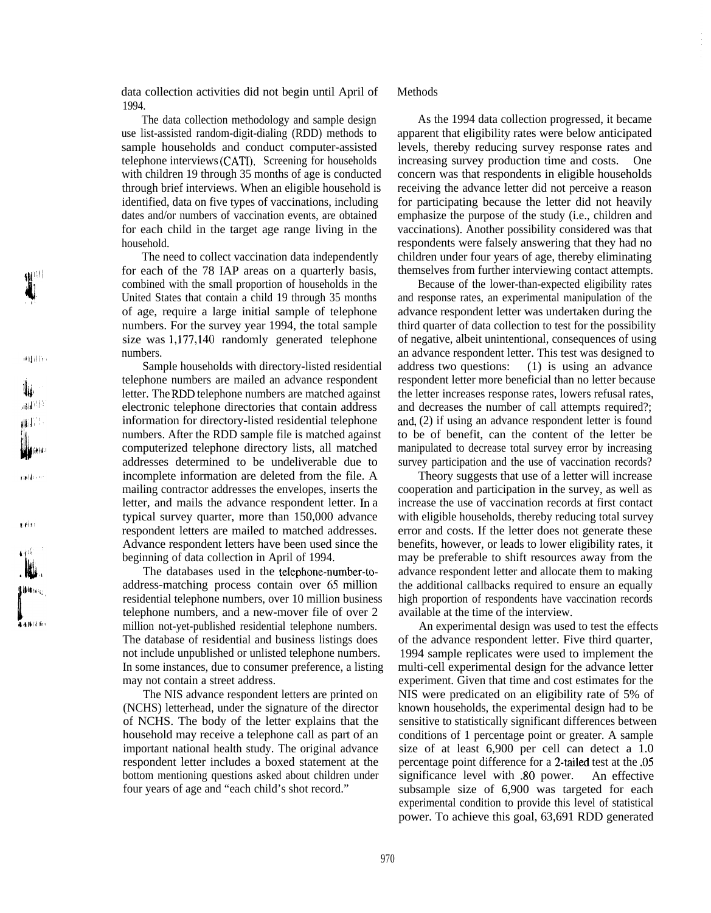data collection activities did not begin until April of 1994.

The data collection methodology and sample design use list-assisted random-digit-dialing (RDD) methods to sample households and conduct computer-assisted telephone interviews (CATI). Screening for households with children 19 through 35 months of age is conducted through brief interviews. When an eligible household is identified, data on five types of vaccinations, including dates and/or numbers of vaccination events, are obtained for each child in the target age range living in the household.

The need to collect vaccination data independently for each of the 78 IAP areas on a quarterly basis, combined with the small proportion of households in the United States that contain a child 19 through 35 months of age, require a large initial sample of telephone numbers. For the survey year 1994, the total sample size was 1,177,140 randomly generated telephone numbers.

Sample households with directory-listed residential telephone numbers are mailed an advance respondent letter. The RDD telephone numbers are matched against electronic telephone directories that contain address information for directory-listed residential telephone numbers. After the RDD sample file is matched against computerized telephone directory lists, all matched addresses determined to be undeliverable due to incomplete information are deleted from the file. A mailing contractor addresses the envelopes, inserts the letter, and mails the advance respondent letter. In a typical survey quarter, more than 150,000 advance respondent letters are mailed to matched addresses. Advance respondent letters have been used since the beginning of data collection in April of 1994.

The databases used in the telephone-number-to-address-matching process contain over 65 million residential telephone numbers, over 10 million business telephone numbers, and a new-mover file of over 2 million not-yet-published residential telephone numbers. The database of residential and business listings does not include unpublished or unlisted telephone numbers. In some instances, due to consumer preference, a listing may not contain a street address.

The NIS advance respondent letters are printed on (NCHS) letterhead, under the signature of the director of NCHS. The body of the letter explains that the household may receive a telephone call as part of an important national health study. The original advance respondent letter includes a boxed statement at the bottom mentioning questions asked about children under four years of age and "each child's shot record."

## Methods

As the 1994 data collection progressed, it became apparent that eligibility rates were below anticipated levels, thereby reducing survey response rates and increasing survey production time and costs. One concern was that respondents in eligible households receiving the advance letter did not perceive a reason for participating because the letter did not heavily emphasize the purpose of the study (i.e., children and vaccinations). Another possibility considered was that respondents were falsely answering that they had no children under four years of age, thereby eliminating themselves from further interviewing contact attempts.

Because of the lower-than-expected eligibility rates and response rates, an experimental manipulation of the advance respondent letter was undertaken during the third quarter of data collection to test for the possibility of negative, albeit unintentional, consequences of using an advance respondent letter. This test was designed to address two questions: (1) is using an advance respondent letter more beneficial than no letter because the letter increases response rates, lowers refusal rates, and decreases the number of call attempts required?; and, (2) if using an advance respondent letter is found to be of benefit, can the content of the letter be manipulated to decrease total survey error by increasing survey participation and the use of vaccination records?

Theory suggests that use of a letter will increase cooperation and participation in the survey, as well as increase the use of vaccination records at first contact with eligible households, thereby reducing total survey error and costs. If the letter does not generate these benefits, however, or leads to lower eligibility rates, it may be preferable to shift resources away from the advance respondent letter and allocate them to making the additional callbacks required to ensure an equally high proportion of respondents have vaccination records available at the time of the interview.

An experimental design was used to test the effects of the advance respondent letter. Five third quarter, 1994 sample replicates were used to implement the multi-cell experimental design for the advance letter experiment. Given that time and cost estimates for the NIS were predicated on an eligibility rate of 5% of known households, the experimental design had to be sensitive to statistically significant differences between conditions of 1 percentage point or greater. A sample size of at least 6,900 per cell can detect a 1.0 percentage point difference for a 2-tailed test at the .05 significance level with .80 power. An effective subsample size of 6,900 was targeted for each experimental condition to provide this level of statistical power. To achieve this goal, 63,691 RDD generated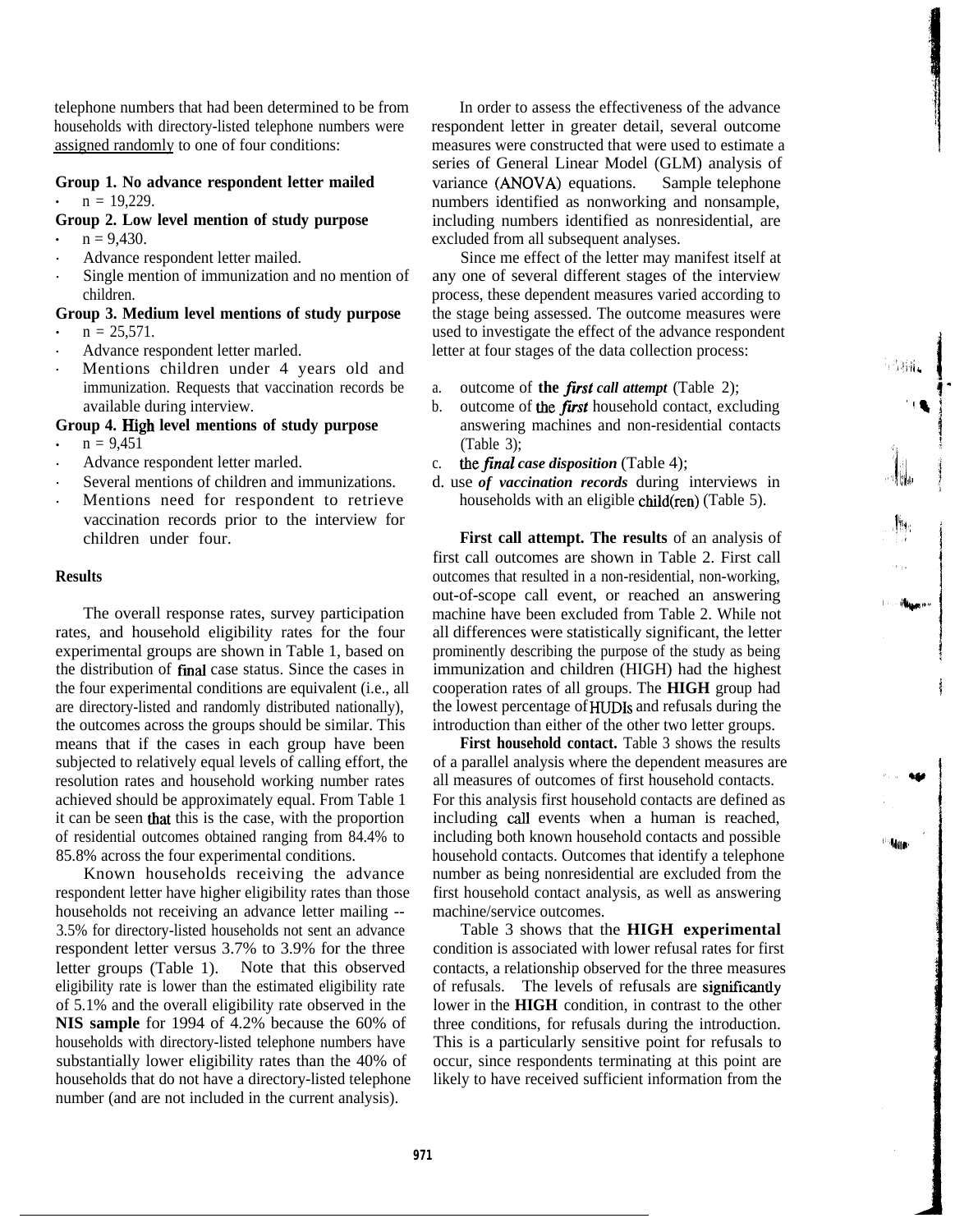telephone numbers that had been determined to be from households with directory-listed telephone numbers were assigned randomly to one of four conditions:

**Group 1. No advance respondent letter mailed**

- n = 19,229.

**Group 2. Low level mention of study purpose**

- n = 9,430.
- Advance respondent letter mailed.
- Single mention of immunization and no mention of children.

**Group 3. Medium level mentions of study purpose**

- n = 25,571.
- Advance respondent letter marled.
- Mentions children under 4 years old and immunization. Requests that vaccination records be available during interview.

**Group 4. High level mentions of study purpose**

- n = 9,451
- Advance respondent letter marled.
- Several mentions of children and immunizations.
- Mentions need for respondent to retrieve vaccination records prior to the interview for children under four.

## Results

The overall response rates, survey participation rates, and household eligibility rates for the four experimental groups are shown in Table 1, based on the distribution of final case status. Since the cases in the four experimental conditions are equivalent (i.e., all are directory-listed and randomly distributed nationally), the outcomes across the groups should be similar. This means that if the cases in each group have been subjected to relatively equal levels of calling effort, the resolution rates and household working number rates achieved should be approximately equal. From Table 1 it can be seen that this is the case, with the proportion of residential outcomes obtained ranging from 84.4% to 85.8% across the four experimental conditions.

Known households receiving the advance respondent letter have higher eligibility rates than those households not receiving an advance letter mailing -- 3.5% for directory-listed households not sent an advance respondent letter versus 3.7% to 3.9% for the three letter groups (Table 1). Note that this observed eligibility rate is lower than the estimated eligibility rate of 5.1% and the overall eligibility rate observed in the **NIS sample** for 1994 of 4.2% because the 60% of households with directory-listed telephone numbers have substantially lower eligibility rates than the 40% of households that do not have a directory-listed telephone number (and are not included in the current analysis).

In order to assess the effectiveness of the advance respondent letter in greater detail, several outcome measures were constructed that were used to estimate a series of General Linear Model (GLM) analysis of variance (ANOVA) equations. Sample telephone numbers identified as nonworking and nonsample, including numbers identified as nonresidential, are excluded from all subsequent analyses.

Since me effect of the letter may manifest itself at any one of several different stages of the interview process, these dependent measures varied according to the stage being assessed. The outcome measures were used to investigate the effect of the advance respondent letter at four stages of the data collection process:

a. outcome of **the *first call attempt*** (Table 2);
b. outcome of the ***first*** household contact, excluding answering machines and non-residential contacts (Table 3);
c. the ***final case disposition*** (Table 4);
d. use ***of vaccination records*** during interviews in households with an eligible child(ren) (Table 5).

**First call attempt. The results** of an analysis of first call outcomes are shown in Table 2. First call outcomes that resulted in a non-residential, non-working, out-of-scope call event, or reached an answering machine have been excluded from Table 2. While not all differences were statistically significant, the letter prominently describing the purpose of the study as being immunization and children (HIGH) had the highest cooperation rates of all groups. The **HIGH** group had the lowest percentage of HUDIs and refusals during the introduction than either of the other two letter groups.

**First household contact.** Table 3 shows the results of a parallel analysis where the dependent measures are all measures of outcomes of first household contacts. For this analysis first household contacts are defined as including call events when a human is reached, including both known household contacts and possible household contacts. Outcomes that identify a telephone number as being nonresidential are excluded from the first household contact analysis, as well as answering machine/service outcomes.

Table 3 shows that the **HIGH experimental** condition is associated with lower refusal rates for first contacts, a relationship observed for the three measures of refusals. The levels of refusals are significantly lower in the **HIGH** condition, in contrast to the other three conditions, for refusals during the introduction. This is a particularly sensitive point for refusals to occur, since respondents terminating at this point are likely to have received sufficient information from the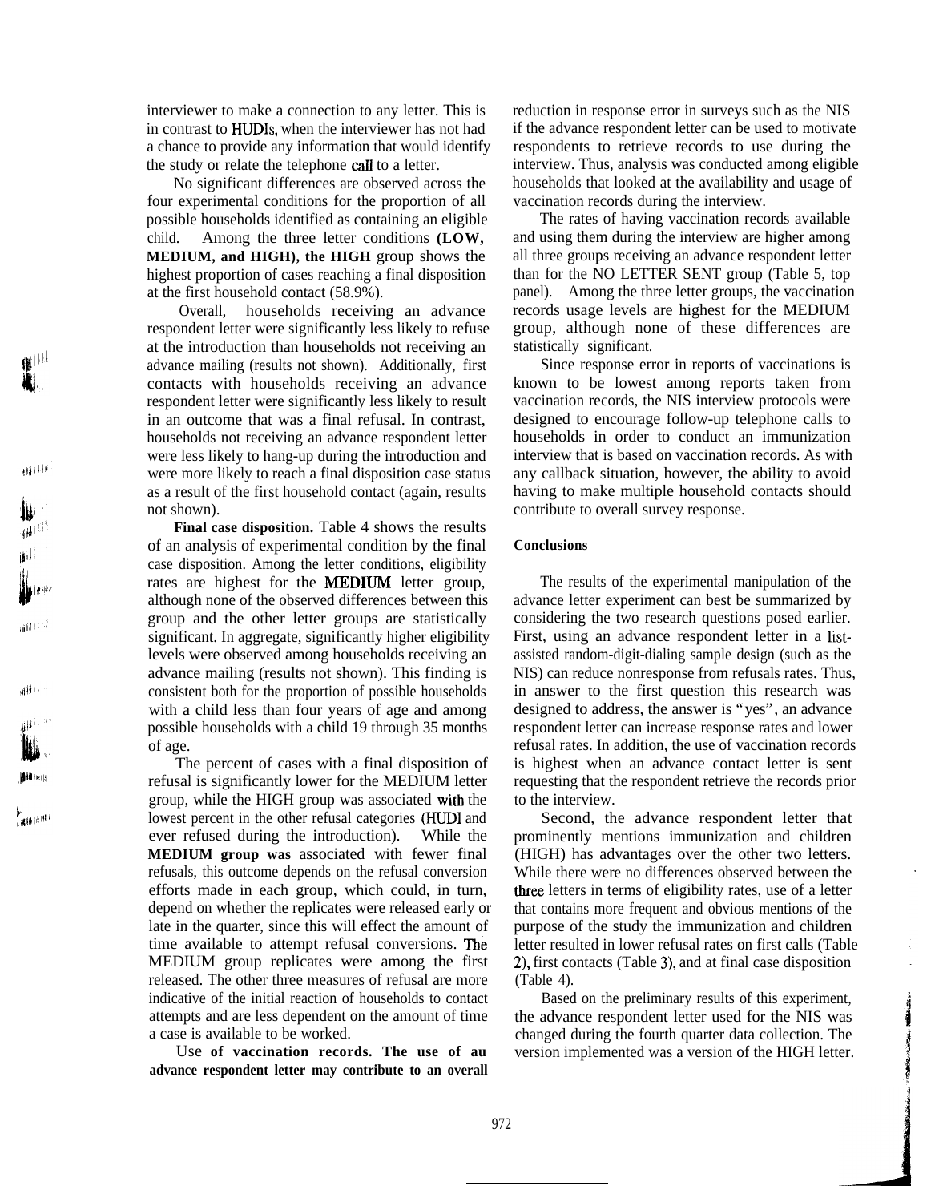interviewer to make a connection to any letter. This is in contrast to HUDIs, when the interviewer has not had a chance to provide any information that would identify the study or relate the telephone call to a letter.

No significant differences are observed across the four experimental conditions for the proportion of all possible households identified as containing an eligible child. Among the three letter conditions (LOW, MEDIUM, and HIGH), the HIGH group shows the highest proportion of cases reaching a final disposition at the first household contact (58.9%).

Overall, households receiving an advance respondent letter were significantly less likely to refuse at the introduction than households not receiving an advance mailing (results not shown). Additionally, first contacts with households receiving an advance respondent letter were significantly less likely to result in an outcome that was a final refusal. In contrast, households not receiving an advance respondent letter were less likely to hang-up during the introduction and were more likely to reach a final disposition case status as a result of the first household contact (again, results not shown).

**Final case disposition.** Table 4 shows the results of an analysis of experimental condition by the final case disposition. Among the letter conditions, eligibility rates are highest for the MEDIUM letter group, although none of the observed differences between this group and the other letter groups are statistically significant. In aggregate, significantly higher eligibility levels were observed among households receiving an advance mailing (results not shown). This finding is consistent both for the proportion of possible households with a child less than four years of age and among possible households with a child 19 through 35 months of age.

The percent of cases with a final disposition of refusal is significantly lower for the MEDIUM letter group, while the HIGH group was associated with the lowest percent in the other refusal categories (HUDI and ever refused during the introduction). While the MEDIUM group was associated with fewer final refusals, this outcome depends on the refusal conversion efforts made in each group, which could, in turn, depend on whether the replicates were released early or late in the quarter, since this will effect the amount of time available to attempt refusal conversions. The MEDIUM group replicates were among the first released. The other three measures of refusal are more indicative of the initial reaction of households to contact attempts and are less dependent on the amount of time a case is available to be worked.

**Use of vaccination records.** The use of an advance respondent letter may contribute to an overall reduction in response error in surveys such as the NIS if the advance respondent letter can be used to motivate respondents to retrieve records to use during the interview. Thus, analysis was conducted among eligible households that looked at the availability and usage of vaccination records during the interview.

The rates of having vaccination records available and using them during the interview are higher among all three groups receiving an advance respondent letter than for the NO LETTER SENT group (Table 5, top panel). Among the three letter groups, the vaccination records usage levels are highest for the MEDIUM group, although none of these differences are statistically significant.

Since response error in reports of vaccinations is known to be lowest among reports taken from vaccination records, the NIS interview protocols were designed to encourage follow-up telephone calls to households in order to conduct an immunization interview that is based on vaccination records. As with any callback situation, however, the ability to avoid having to make multiple household contacts should contribute to overall survey response.

## Conclusions

The results of the experimental manipulation of the advance letter experiment can best be summarized by considering the two research questions posed earlier. First, using an advance respondent letter in a list-assisted random-digit-dialing sample design (such as the NIS) can reduce nonresponse from refusals rates. Thus, in answer to the first question this research was designed to address, the answer is "yes", an advance respondent letter can increase response rates and lower refusal rates. In addition, the use of vaccination records is highest when an advance contact letter is sent requesting that the respondent retrieve the records prior to the interview.

Second, the advance respondent letter that prominently mentions immunization and children (HIGH) has advantages over the other two letters. While there were no differences observed between the three letters in terms of eligibility rates, use of a letter that contains more frequent and obvious mentions of the purpose of the study the immunization and children letter resulted in lower refusal rates on first calls (Table 2), first contacts (Table 3), and at final case disposition (Table 4).

Based on the preliminary results of this experiment, the advance respondent letter used for the NIS was changed during the fourth quarter data collection. The version implemented was a version of the HIGH letter.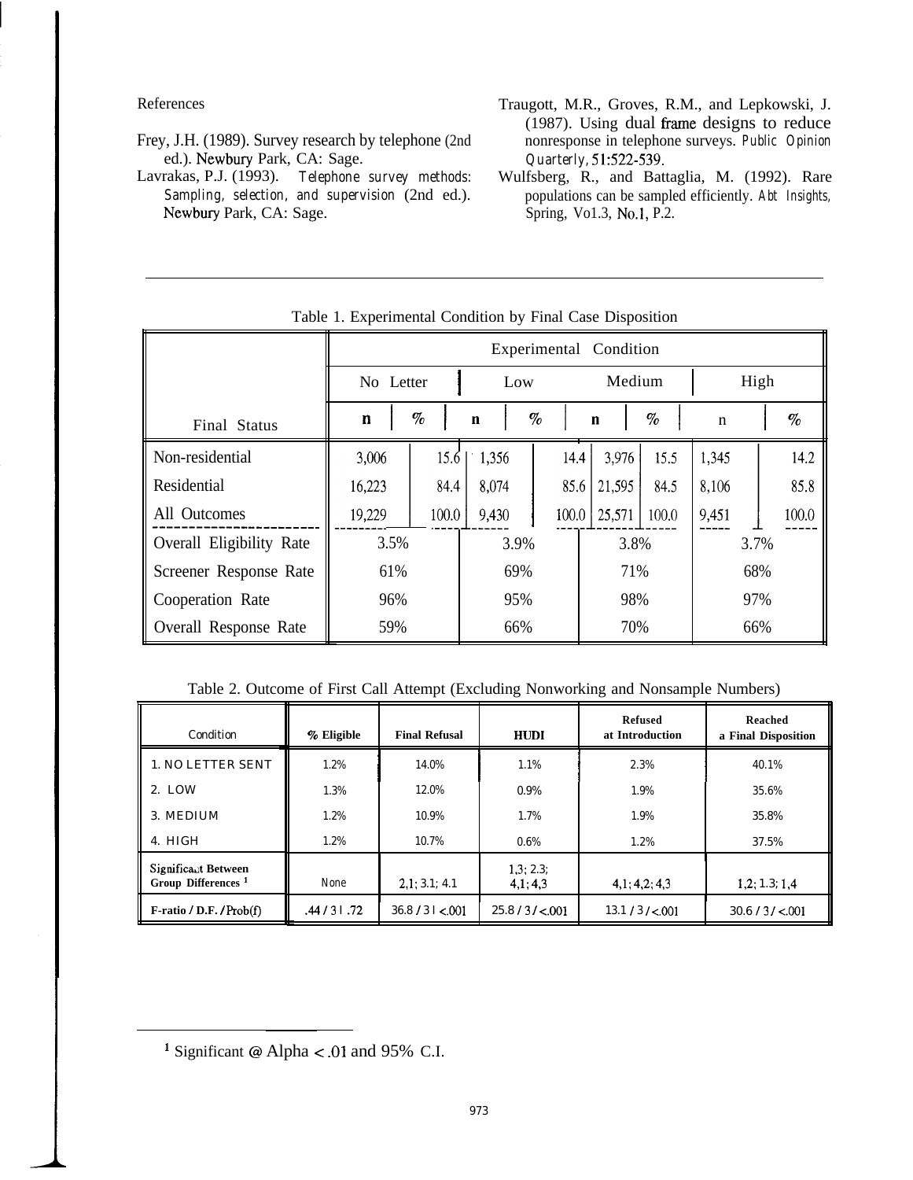References

Frey, J.H. (1989). Survey research by telephone (2nd ed.). Newbury Park, CA: Sage.

Lavrakas, P.J. (1993). *Telephone survey methods: Sampling, selection, and supervision* (2nd ed.). Newbury Park, CA: Sage.

Traugott, M.R., Groves, R.M., and Lepkowski, J. (1987). Using dual frame designs to reduce nonresponse in telephone surveys. *Public Opinion Quarterly*, 51:522-539.

Wulfsberg, R., and Battaglia, M. (1992). Rare populations can be sampled efficiently. *Abt Insights*, Spring, Vo1.3, No.1, P.2.

Table 1. Experimental Condition by Final Case Disposition

| | Experimental Condition | | | | | | | |
|---|---|---|---|---|---|---|---|---|
| | No Letter | | Low | | Medium | | High | |
| Final Status | n | % | n | % | n | % | n | % |
| Non-residential | 3,006 | 15.6 | 1,356 | 14.4 | 3,976 | 15.5 | 1,345 | 14.2 |
| Residential | 16,223 | 84.4 | 8,074 | 85.6 | 21,595 | 84.5 | 8,106 | 85.8 |
| All Outcomes | 19,229 | 100.0 | 9,430 | 100.0 | 25,571 | 100.0 | 9,451 | 100.0 |
| Overall Eligibility Rate | 3.5% | | 3.9% | | 3.8% | | 3.7% | |
| Screener Response Rate | 61% | | 69% | | 71% | | 68% | |
| Cooperation Rate | 96% | | 95% | | 98% | | 97% | |
| Overall Response Rate | 59% | | 66% | | 70% | | 66% | |

Table 2. Outcome of First Call Attempt (Excluding Nonworking and Nonsample Numbers)

| Condition | % Eligible | Final Refusal | HUDI | Refused at Introduction | Reached a Final Disposition |
|---|---|---|---|---|---|
| 1. NO LETTER SENT | 1.2% | 14.0% | 1.1% | 2.3% | 40.1% |
| 2. LOW | 1.3% | 12.0% | 0.9% | 1.9% | 35.6% |
| 3. MEDIUM | 1.2% | 10.9% | 1.7% | 1.9% | 35.8% |
| 4. HIGH | 1.2% | 10.7% | 0.6% | 1.2% | 37.5% |
| Significant Between Group Differences [1] | None | 2,1; 3.1; 4.1 | 1,3; 2.3; 4,1; 4,3 | 4,1; 4,2; 4,3 | 1,2; 1.3; 1,4 |
| F-ratio / D.F. / Prob(f) | .44 / 3 I .72 | 36.8 / 3 I <.001 | 25.8 / 3 / <.001 | 13.1 / 3 / <.001 | 30.6 / 3 / <.001 |

[1] Significant @ Alpha < .01 and 95% C.I.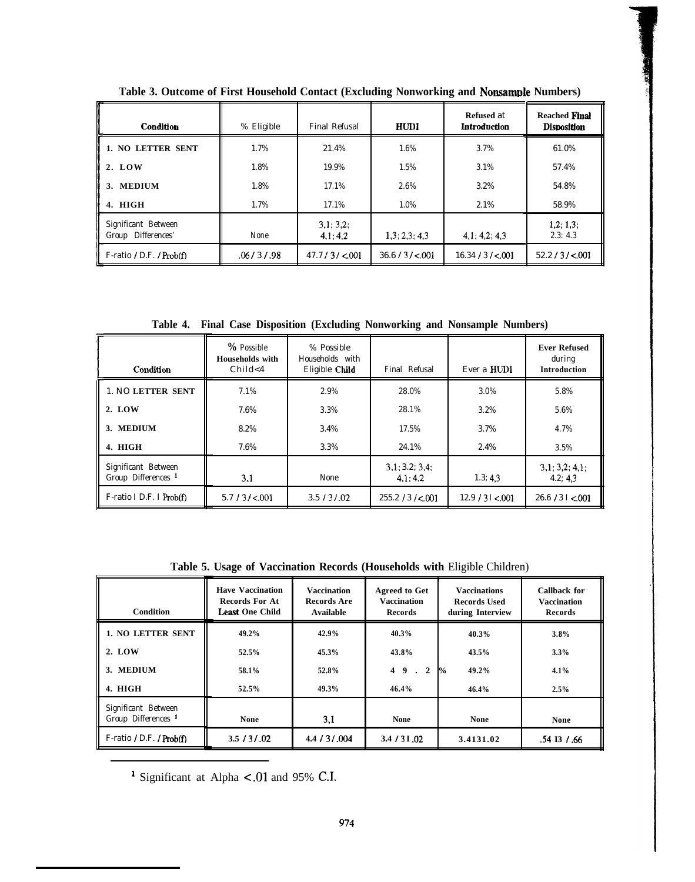**Table 3. Outcome of First Household Contact (Excluding Nonworking and Nonsample Numbers)**

| Condition | % Eligible | Final Refusal | HUDI | Refused at Introduction | Reached Final Disposition |
|---|---|---|---|---|---|
| 1. NO LETTER SENT | 1.7% | 21.4% | 1.6% | 3.7% | 61.0% |
| 2. LOW | 1.8% | 19.9% | 1.5% | 3.1% | 57.4% |
| 3. MEDIUM | 1.8% | 17.1% | 2.6% | 3.2% | 54.8% |
| 4. HIGH | 1.7% | 17.1% | 1.0% | 2.1% | 58.9% |
| Significant Between Group Differences[1] | None | 3,1; 3,2; 4,1; 4,2 | 1,3; 2,3; 4,3 | 4,1; 4,2; 4,3 | 1,2; 1,3; 2,3: 4.3 |
| F-ratio / D.F. / Prob(f) | .06 / 3 / .98 | 47.7 / 3 / <.001 | 36.6 / 3 / <.001 | 16.34 / 3 / <.001 | 52.2 / 3 / <.001 |

**Table 4. Final Case Disposition (Excluding Nonworking and Nonsample Numbers)**

| Condition | % Possible Households with Child<4 | % Possible Households with Eligible Child | Final Refusal | Ever a HUDI | Ever Refused during Introduction |
|---|---|---|---|---|---|
| 1. NO LETTER SENT | 7.1% | 2.9% | 28.0% | 3.0% | 5.8% |
| 2. LOW | 7.6% | 3.3% | 28.1% | 3.2% | 5.6% |
| 3. MEDIUM | 8.2% | 3.4% | 17.5% | 3.7% | 4.7% |
| 4. HIGH | 7.6% | 3.3% | 24.1% | 2.4% | 3.5% |
| Significant Between Group Differences[1] | 3,1 | None | 3,1; 3.2; 3,4; 4,1; 4,2 | 1.3; 4,3 | 3,1; 3,2; 4,1; 4.2; 4,3 |
| F-ratio / D.F. / Prob(f) | 5.7 / 3 / <.001 | 3.5 / 3 / .02 | 255.2 / 3 / <.001 | 12.9 / 3 / <.001 | 26.6 / 3 / <.001 |

**Table 5. Usage of Vaccination Records (Households with Eligible Children)**

| Condition | Have Vaccination Records For At Least One Child | Vaccination Records Are Available | Agreed to Get Vaccination Records | Vaccinations Records Used during Interview | Callback for Vaccination Records |
|---|---|---|---|---|---|
| 1. NO LETTER SENT | 49.2% | 42.9% | 40.3% | 40.3% | 3.8% |
| 2. LOW | 52.5% | 45.3% | 43.8% | 43.5% | 3.3% |
| 3. MEDIUM | 58.1% | 52.8% | 49.2% | 49.2% | 4.1% |
| 4. HIGH | 52.5% | 49.3% | 46.4% | 46.4% | 2.5% |
| Significant Between Group Differences[1] | None | 3,1 | None | None | None |
| F-ratio / D.F. / Prob(f) | 3.5 / 3 / .02 | 4.4 / 3 / .004 | 3.4 / 3 / .02 | 3.4 / 3 / .02 | .54 / 3 / .66 |

[1] Significant at Alpha <.01 and 95% C.I.